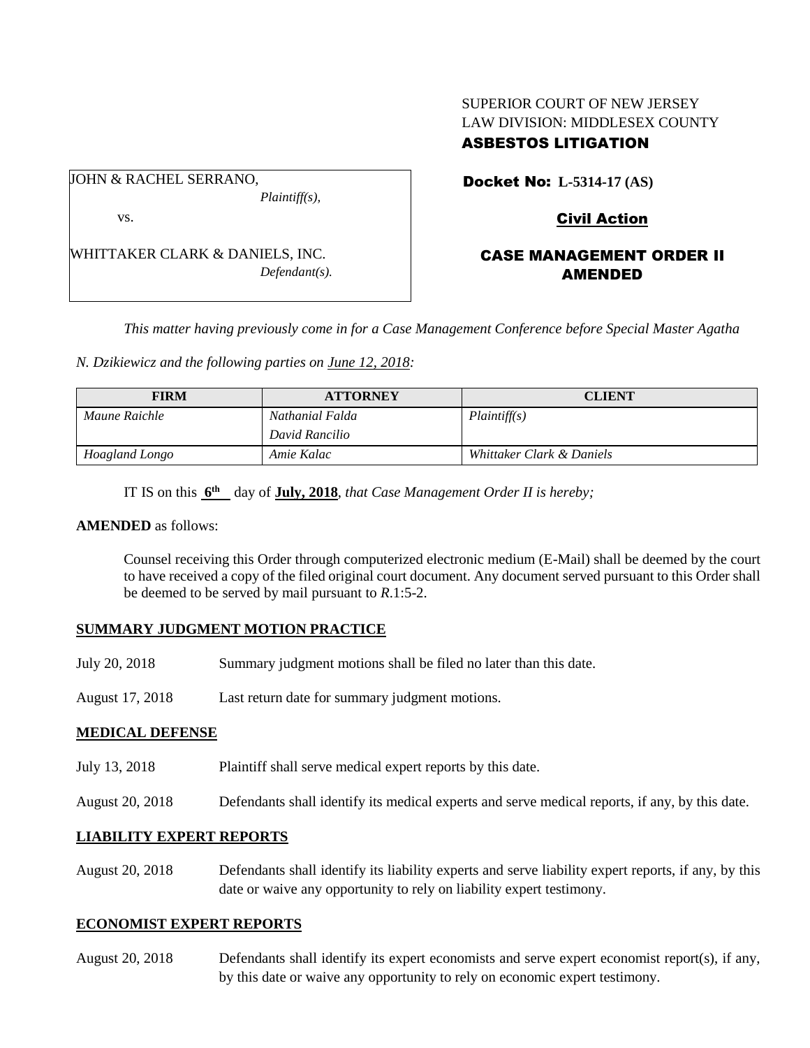SUPERIOR COURT OF NEW JERSEY
LAW DIVISION: MIDDLESEX COUNTY
**ASBESTOS LITIGATION**

JOHN & RACHEL SERRANO,
*Plaintiff(s),*

vs.

WHITTAKER CLARK & DANIELS, INC.
*Defendant(s).*

**Docket No: L-5314-17 (AS)**

**Civil Action**

**CASE MANAGEMENT ORDER II AMENDED**

*This matter having previously come in for a Case Management Conference before Special Master Agatha N. Dzikiewicz and the following parties on June 12, 2018:*

| FIRM | ATTORNEY | CLIENT |
| --- | --- | --- |
| *Maune Raichle* | *Nathanial Falda* <br> *David Rancilio* | *Plaintiff(s)* |
| *Hoagland Longo* | *Amie Kalac* | *Whittaker Clark & Daniels* |

IT IS on this **6th** day of **July, 2018**, *that Case Management Order II is hereby;*

**AMENDED** as follows:

Counsel receiving this Order through computerized electronic medium (E-Mail) shall be deemed by the court to have received a copy of the filed original court document. Any document served pursuant to this Order shall be deemed to be served by mail pursuant to *R*.1:5-2.

## SUMMARY JUDGMENT MOTION PRACTICE

July 20, 2018 Summary judgment motions shall be filed no later than this date.

August 17, 2018 Last return date for summary judgment motions.

## MEDICAL DEFENSE

July 13, 2018 Plaintiff shall serve medical expert reports by this date.

August 20, 2018 Defendants shall identify its medical experts and serve medical reports, if any, by this date.

## LIABILITY EXPERT REPORTS

August 20, 2018 Defendants shall identify its liability experts and serve liability expert reports, if any, by this date or waive any opportunity to rely on liability expert testimony.

## ECONOMIST EXPERT REPORTS

August 20, 2018 Defendants shall identify its expert economists and serve expert economist report(s), if any, by this date or waive any opportunity to rely on economic expert testimony.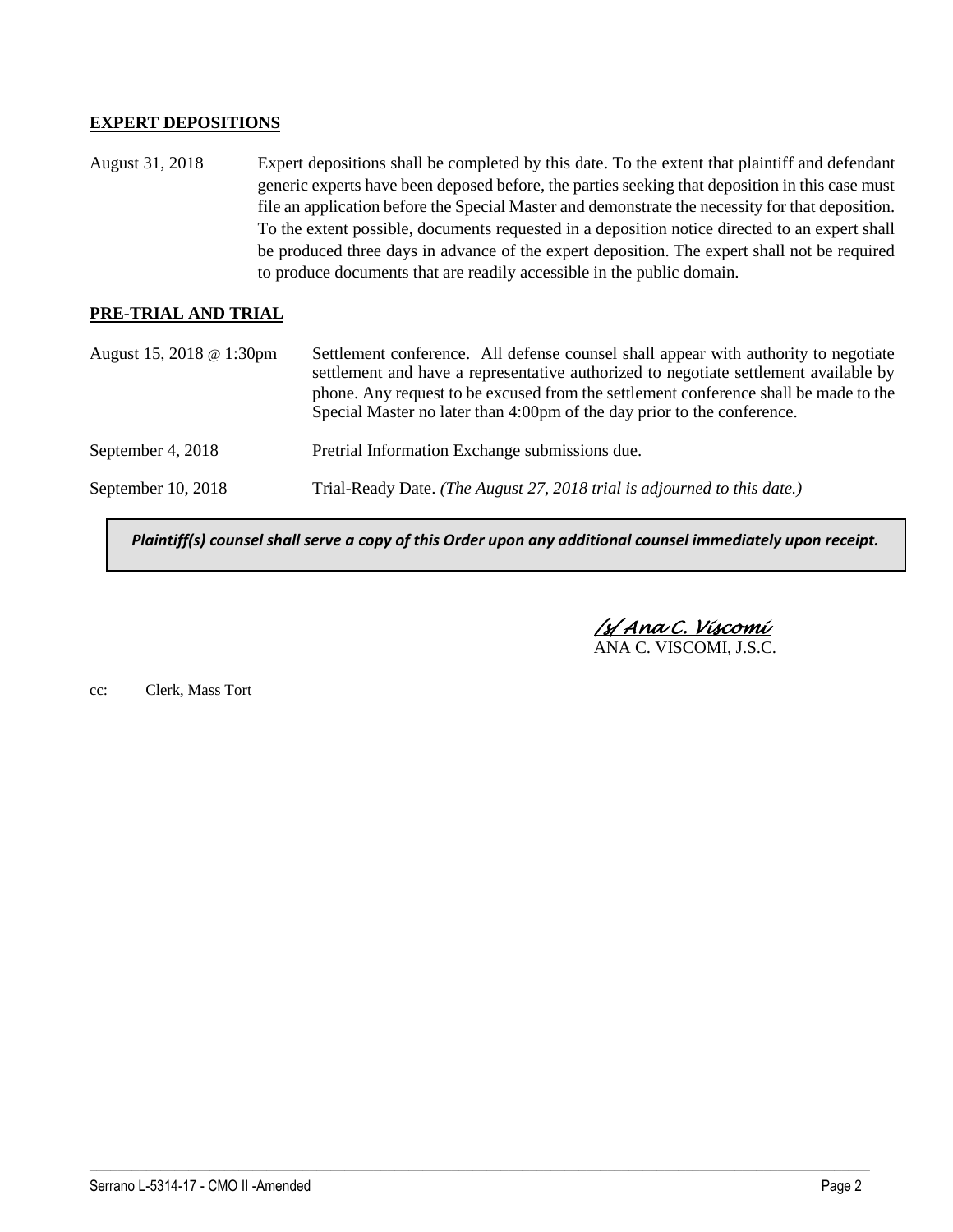**EXPERT DEPOSITIONS**

| | |
|---|---|
| August 31, 2018 | Expert depositions shall be completed by this date. To the extent that plaintiff and defendant generic experts have been deposed before, the parties seeking that deposition in this case must file an application before the Special Master and demonstrate the necessity for that deposition. To the extent possible, documents requested in a deposition notice directed to an expert shall be produced three days in advance of the expert deposition. The expert shall not be required to produce documents that are readily accessible in the public domain. |

**PRE-TRIAL AND TRIAL**

| | |
|---|---|
| August 15, 2018 @ 1:30pm | Settlement conference. All defense counsel shall appear with authority to negotiate settlement and have a representative authorized to negotiate settlement available by phone. Any request to be excused from the settlement conference shall be made to the Special Master no later than 4:00pm of the day prior to the conference. |
| September 4, 2018 | Pretrial Information Exchange submissions due. |
| September 10, 2018 | Trial-Ready Date. *(The August 27, 2018 trial is adjourned to this date.)* |

***Plaintiff(s) counsel shall serve a copy of this Order upon any additional counsel immediately upon receipt.***

/s/ Ana C. Viscomi
ANA C. VISCOMI, J.S.C.

cc: Clerk, Mass Tort